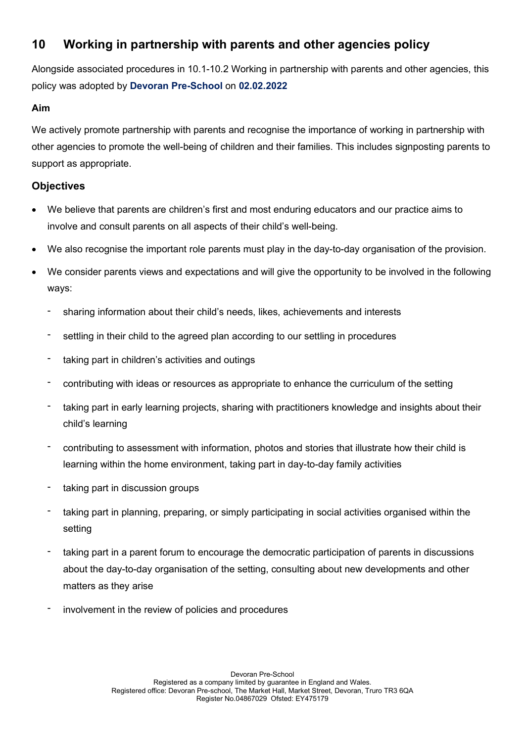## 10 Working in partnership with parents and other agencies policy

Alongside associated procedures in 10.1-10.2 Working in partnership with parents and other agencies, this policy was adopted by **Devoran Pre-School** on **02.02.2022**

### Aim

We actively promote partnership with parents and recognise the importance of working in partnership with other agencies to promote the well-being of children and their families. This includes signposting parents to support as appropriate.

### Objectives

- We believe that parents are children's first and most enduring educators and our practice aims to involve and consult parents on all aspects of their child's well-being.
- We also recognise the important role parents must play in the day-to-day organisation of the provision.
- We consider parents views and expectations and will give the opportunity to be involved in the following ways:
  - sharing information about their child's needs, likes, achievements and interests
  - settling in their child to the agreed plan according to our settling in procedures
  - taking part in children's activities and outings
  - contributing with ideas or resources as appropriate to enhance the curriculum of the setting
  - taking part in early learning projects, sharing with practitioners knowledge and insights about their child's learning
  - contributing to assessment with information, photos and stories that illustrate how their child is learning within the home environment, taking part in day-to-day family activities
  - taking part in discussion groups
  - taking part in planning, preparing, or simply participating in social activities organised within the setting
  - taking part in a parent forum to encourage the democratic participation of parents in discussions about the day-to-day organisation of the setting, consulting about new developments and other matters as they arise
  - involvement in the review of policies and procedures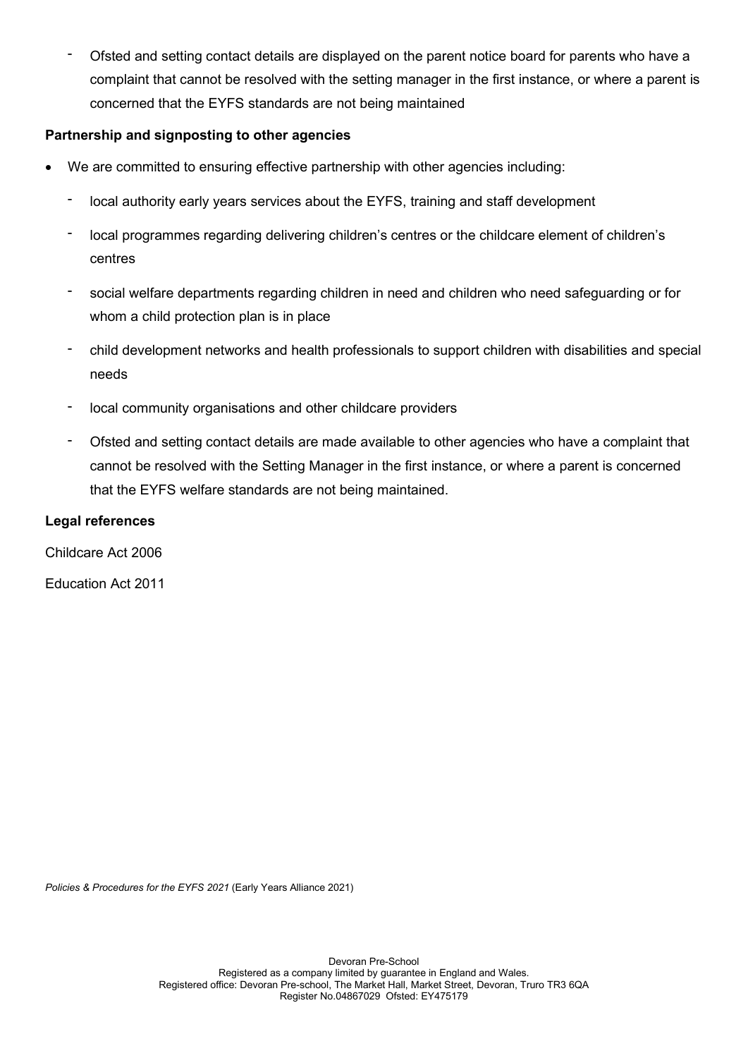- Ofsted and setting contact details are displayed on the parent notice board for parents who have a complaint that cannot be resolved with the setting manager in the first instance, or where a parent is concerned that the EYFS standards are not being maintained

**Partnership and signposting to other agencies**

- We are committed to ensuring effective partnership with other agencies including:
  - local authority early years services about the EYFS, training and staff development
  - local programmes regarding delivering children's centres or the childcare element of children's centres
  - social welfare departments regarding children in need and children who need safeguarding or for whom a child protection plan is in place
  - child development networks and health professionals to support children with disabilities and special needs
  - local community organisations and other childcare providers
  - Ofsted and setting contact details are made available to other agencies who have a complaint that cannot be resolved with the Setting Manager in the first instance, or where a parent is concerned that the EYFS welfare standards are not being maintained.

**Legal references**

Childcare Act 2006

Education Act 2011

*Policies & Procedures for the EYFS 2021* (Early Years Alliance 2021)

Devoran Pre-School
Registered as a company limited by guarantee in England and Wales.
Registered office: Devoran Pre-school, The Market Hall, Market Street, Devoran, Truro TR3 6QA
Register No.04867029 Ofsted: EY475179